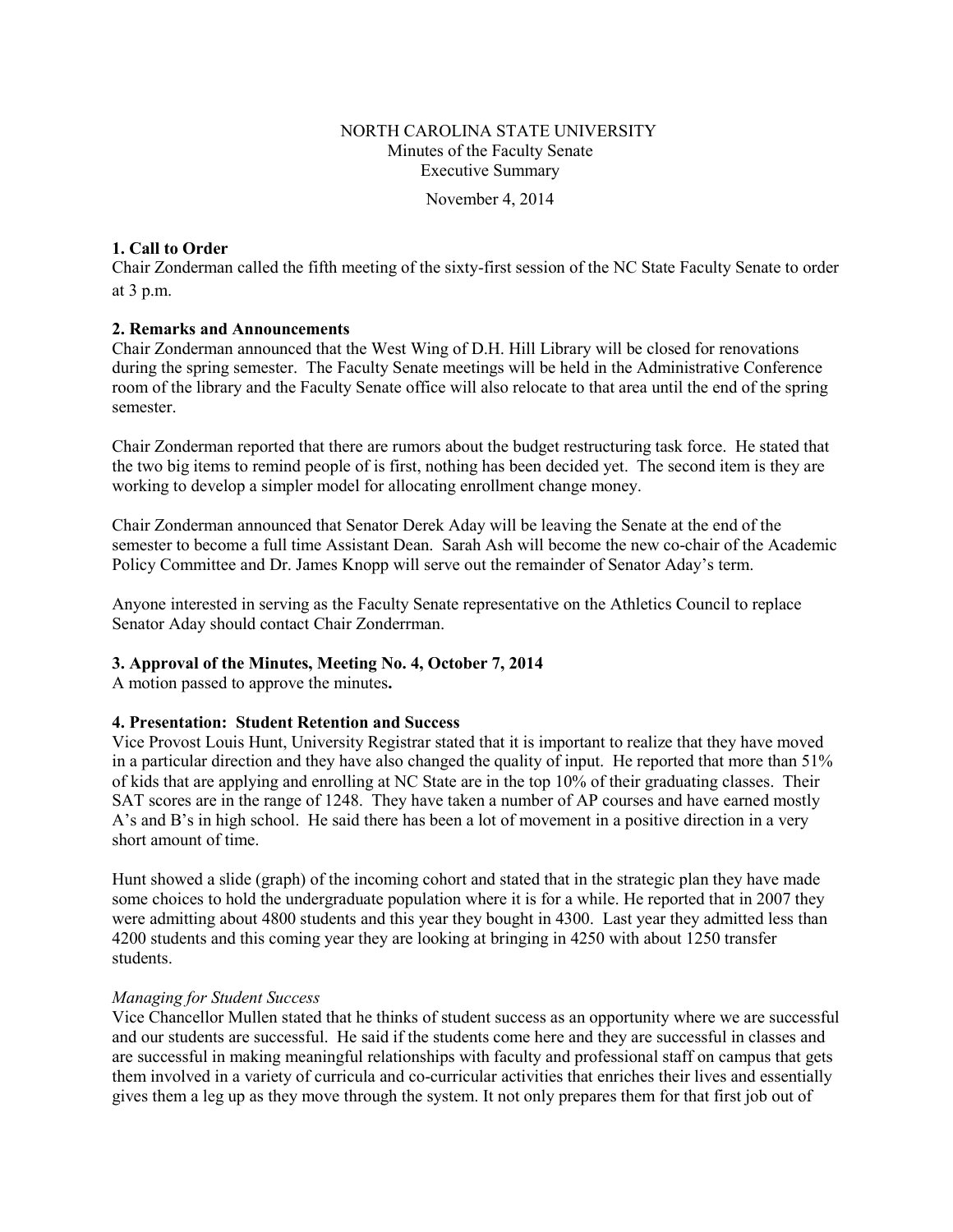NORTH CAROLINA STATE UNIVERSITY
Minutes of the Faculty Senate
Executive Summary

November 4, 2014

**1. Call to Order**
Chair Zonderman called the fifth meeting of the sixty-first session of the NC State Faculty Senate to order at 3 p.m.

**2. Remarks and Announcements**
Chair Zonderman announced that the West Wing of D.H. Hill Library will be closed for renovations during the spring semester. The Faculty Senate meetings will be held in the Administrative Conference room of the library and the Faculty Senate office will also relocate to that area until the end of the spring semester.

Chair Zonderman reported that there are rumors about the budget restructuring task force. He stated that the two big items to remind people of is first, nothing has been decided yet. The second item is they are working to develop a simpler model for allocating enrollment change money.

Chair Zonderman announced that Senator Derek Aday will be leaving the Senate at the end of the semester to become a full time Assistant Dean. Sarah Ash will become the new co-chair of the Academic Policy Committee and Dr. James Knopp will serve out the remainder of Senator Aday's term.

Anyone interested in serving as the Faculty Senate representative on the Athletics Council to replace Senator Aday should contact Chair Zonderrman.

**3. Approval of the Minutes, Meeting No. 4, October 7, 2014**
A motion passed to approve the minutes**.**

**4. Presentation: Student Retention and Success**
Vice Provost Louis Hunt, University Registrar stated that it is important to realize that they have moved in a particular direction and they have also changed the quality of input. He reported that more than 51% of kids that are applying and enrolling at NC State are in the top 10% of their graduating classes. Their SAT scores are in the range of 1248. They have taken a number of AP courses and have earned mostly A's and B's in high school. He said there has been a lot of movement in a positive direction in a very short amount of time.

Hunt showed a slide (graph) of the incoming cohort and stated that in the strategic plan they have made some choices to hold the undergraduate population where it is for a while. He reported that in 2007 they were admitting about 4800 students and this year they bought in 4300. Last year they admitted less than 4200 students and this coming year they are looking at bringing in 4250 with about 1250 transfer students.

*Managing for Student Success*
Vice Chancellor Mullen stated that he thinks of student success as an opportunity where we are successful and our students are successful. He said if the students come here and they are successful in classes and are successful in making meaningful relationships with faculty and professional staff on campus that gets them involved in a variety of curricula and co-curricular activities that enriches their lives and essentially gives them a leg up as they move through the system. It not only prepares them for that first job out of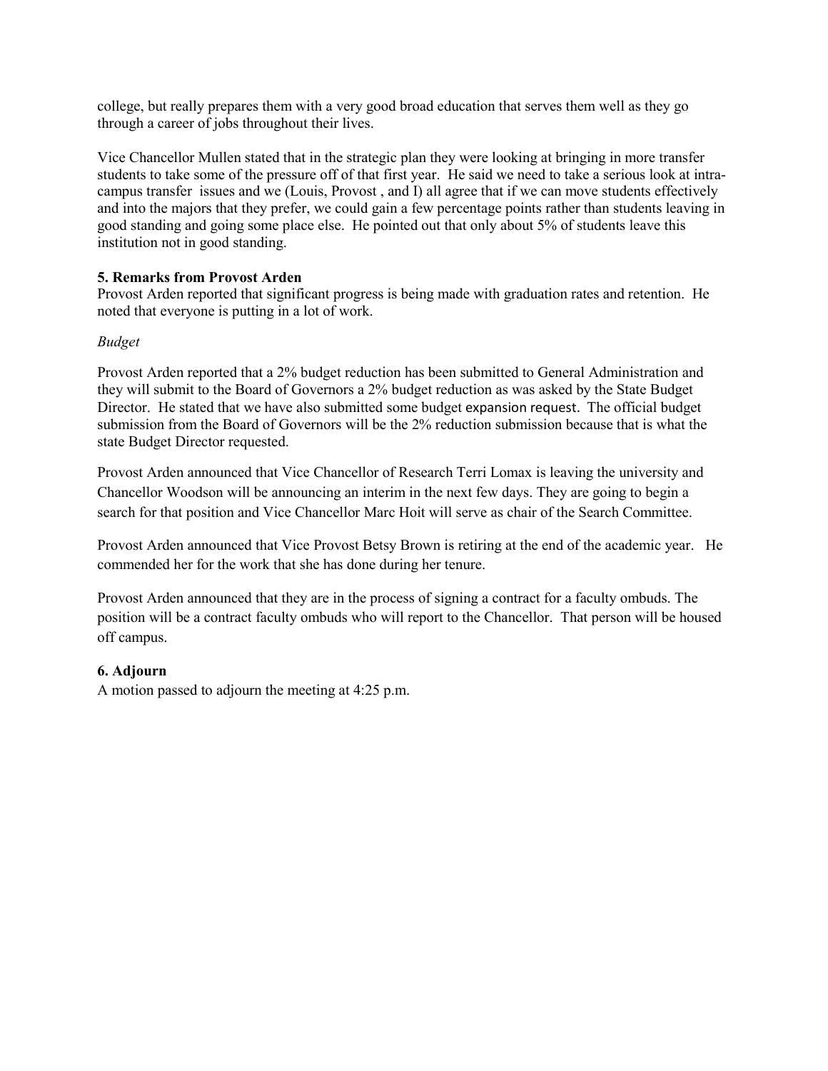college, but really prepares them with a very good broad education that serves them well as they go through a career of jobs throughout their lives.

Vice Chancellor Mullen stated that in the strategic plan they were looking at bringing in more transfer students to take some of the pressure off of that first year. He said we need to take a serious look at intra-campus transfer issues and we (Louis, Provost , and I) all agree that if we can move students effectively and into the majors that they prefer, we could gain a few percentage points rather than students leaving in good standing and going some place else. He pointed out that only about 5% of students leave this institution not in good standing.

**5. Remarks from Provost Arden**

Provost Arden reported that significant progress is being made with graduation rates and retention. He noted that everyone is putting in a lot of work.

*Budget*

Provost Arden reported that a 2% budget reduction has been submitted to General Administration and they will submit to the Board of Governors a 2% budget reduction as was asked by the State Budget Director. He stated that we have also submitted some budget expansion request. The official budget submission from the Board of Governors will be the 2% reduction submission because that is what the state Budget Director requested.

Provost Arden announced that Vice Chancellor of Research Terri Lomax is leaving the university and Chancellor Woodson will be announcing an interim in the next few days. They are going to begin a search for that position and Vice Chancellor Marc Hoit will serve as chair of the Search Committee.

Provost Arden announced that Vice Provost Betsy Brown is retiring at the end of the academic year. He commended her for the work that she has done during her tenure.

Provost Arden announced that they are in the process of signing a contract for a faculty ombuds. The position will be a contract faculty ombuds who will report to the Chancellor. That person will be housed off campus.

**6. Adjourn**

A motion passed to adjourn the meeting at 4:25 p.m.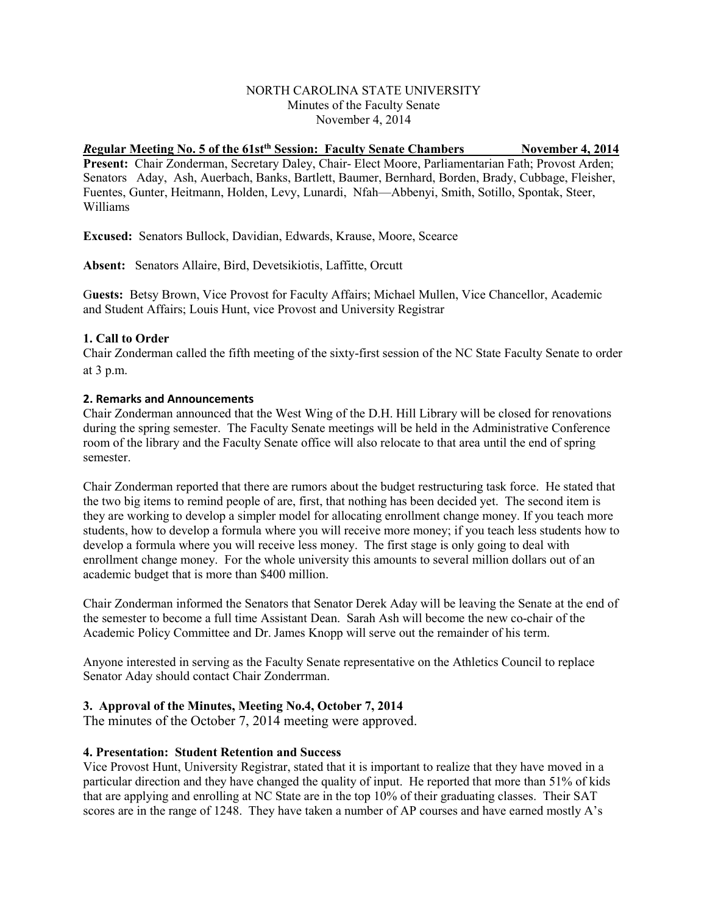NORTH CAROLINA STATE UNIVERSITY
Minutes of the Faculty Senate
November 4, 2014

***R*egular Meeting No. 5 of the 61st[th] Session: Faculty Senate Chambers November 4, 2014**

**Present:** Chair Zonderman, Secretary Daley, Chair- Elect Moore, Parliamentarian Fath; Provost Arden; Senators Aday, Ash, Auerbach, Banks, Bartlett, Baumer, Bernhard, Borden, Brady, Cubbage, Fleisher, Fuentes, Gunter, Heitmann, Holden, Levy, Lunardi, Nfah—Abbenyi, Smith, Sotillo, Spontak, Steer, Williams

**Excused:** Senators Bullock, Davidian, Edwards, Krause, Moore, Scearce

**Absent:** Senators Allaire, Bird, Devetsikiotis, Laffitte, Orcutt

G**uests:** Betsy Brown, Vice Provost for Faculty Affairs; Michael Mullen, Vice Chancellor, Academic and Student Affairs; Louis Hunt, vice Provost and University Registrar

**1. Call to Order**

Chair Zonderman called the fifth meeting of the sixty-first session of the NC State Faculty Senate to order at 3 p.m.

**2. Remarks and Announcements**

Chair Zonderman announced that the West Wing of the D.H. Hill Library will be closed for renovations during the spring semester. The Faculty Senate meetings will be held in the Administrative Conference room of the library and the Faculty Senate office will also relocate to that area until the end of spring semester.

Chair Zonderman reported that there are rumors about the budget restructuring task force. He stated that the two big items to remind people of are, first, that nothing has been decided yet. The second item is they are working to develop a simpler model for allocating enrollment change money. If you teach more students, how to develop a formula where you will receive more money; if you teach less students how to develop a formula where you will receive less money. The first stage is only going to deal with enrollment change money. For the whole university this amounts to several million dollars out of an academic budget that is more than $400 million.

Chair Zonderman informed the Senators that Senator Derek Aday will be leaving the Senate at the end of the semester to become a full time Assistant Dean. Sarah Ash will become the new co-chair of the Academic Policy Committee and Dr. James Knopp will serve out the remainder of his term.

Anyone interested in serving as the Faculty Senate representative on the Athletics Council to replace Senator Aday should contact Chair Zonderrman.

**3. Approval of the Minutes, Meeting No.4, October 7, 2014**

The minutes of the October 7, 2014 meeting were approved.

**4. Presentation: Student Retention and Success**

Vice Provost Hunt, University Registrar, stated that it is important to realize that they have moved in a particular direction and they have changed the quality of input. He reported that more than 51% of kids that are applying and enrolling at NC State are in the top 10% of their graduating classes. Their SAT scores are in the range of 1248. They have taken a number of AP courses and have earned mostly A's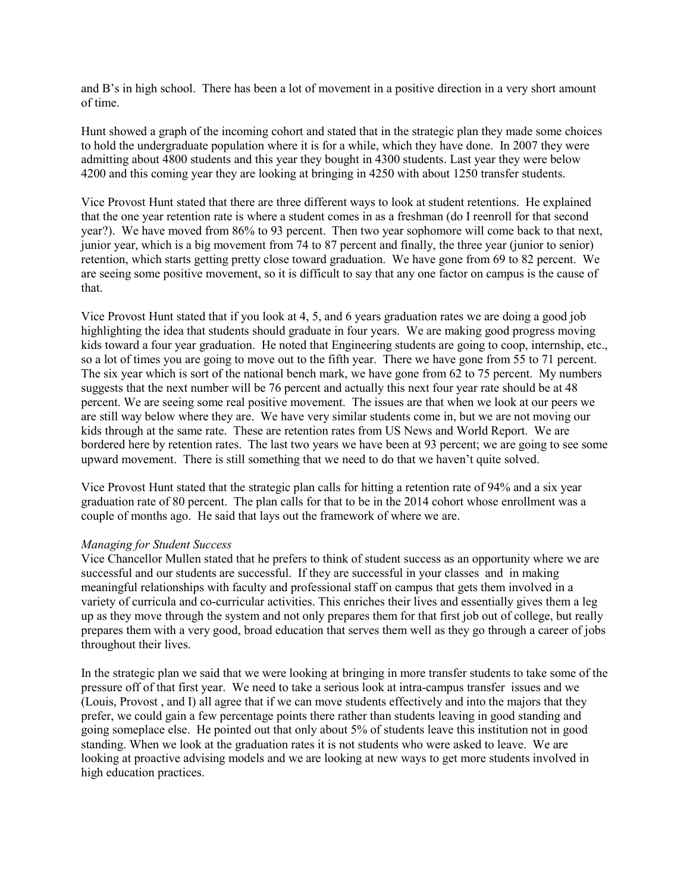and B's in high school. There has been a lot of movement in a positive direction in a very short amount of time.

Hunt showed a graph of the incoming cohort and stated that in the strategic plan they made some choices to hold the undergraduate population where it is for a while, which they have done. In 2007 they were admitting about 4800 students and this year they bought in 4300 students. Last year they were below 4200 and this coming year they are looking at bringing in 4250 with about 1250 transfer students.

Vice Provost Hunt stated that there are three different ways to look at student retentions. He explained that the one year retention rate is where a student comes in as a freshman (do I reenroll for that second year?). We have moved from 86% to 93 percent. Then two year sophomore will come back to that next, junior year, which is a big movement from 74 to 87 percent and finally, the three year (junior to senior) retention, which starts getting pretty close toward graduation. We have gone from 69 to 82 percent. We are seeing some positive movement, so it is difficult to say that any one factor on campus is the cause of that.

Vice Provost Hunt stated that if you look at 4, 5, and 6 years graduation rates we are doing a good job highlighting the idea that students should graduate in four years. We are making good progress moving kids toward a four year graduation. He noted that Engineering students are going to coop, internship, etc., so a lot of times you are going to move out to the fifth year. There we have gone from 55 to 71 percent. The six year which is sort of the national bench mark, we have gone from 62 to 75 percent. My numbers suggests that the next number will be 76 percent and actually this next four year rate should be at 48 percent. We are seeing some real positive movement. The issues are that when we look at our peers we are still way below where they are. We have very similar students come in, but we are not moving our kids through at the same rate. These are retention rates from US News and World Report. We are bordered here by retention rates. The last two years we have been at 93 percent; we are going to see some upward movement. There is still something that we need to do that we haven't quite solved.

Vice Provost Hunt stated that the strategic plan calls for hitting a retention rate of 94% and a six year graduation rate of 80 percent. The plan calls for that to be in the 2014 cohort whose enrollment was a couple of months ago. He said that lays out the framework of where we are.

*Managing for Student Success*

Vice Chancellor Mullen stated that he prefers to think of student success as an opportunity where we are successful and our students are successful. If they are successful in your classes and in making meaningful relationships with faculty and professional staff on campus that gets them involved in a variety of curricula and co-curricular activities. This enriches their lives and essentially gives them a leg up as they move through the system and not only prepares them for that first job out of college, but really prepares them with a very good, broad education that serves them well as they go through a career of jobs throughout their lives.

In the strategic plan we said that we were looking at bringing in more transfer students to take some of the pressure off of that first year. We need to take a serious look at intra-campus transfer issues and we (Louis, Provost , and I) all agree that if we can move students effectively and into the majors that they prefer, we could gain a few percentage points there rather than students leaving in good standing and going someplace else. He pointed out that only about 5% of students leave this institution not in good standing. When we look at the graduation rates it is not students who were asked to leave. We are looking at proactive advising models and we are looking at new ways to get more students involved in high education practices.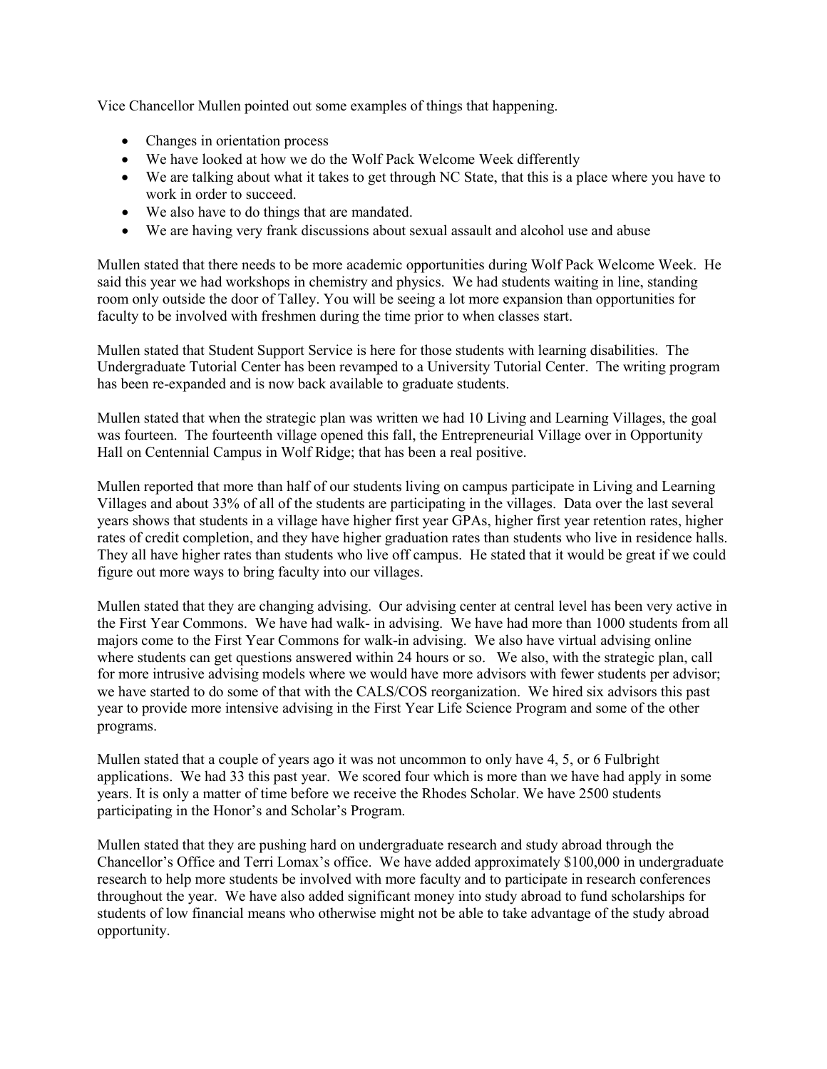Vice Chancellor Mullen pointed out some examples of things that happening.

- Changes in orientation process
- We have looked at how we do the Wolf Pack Welcome Week differently
- We are talking about what it takes to get through NC State, that this is a place where you have to work in order to succeed.
- We also have to do things that are mandated.
- We are having very frank discussions about sexual assault and alcohol use and abuse

Mullen stated that there needs to be more academic opportunities during Wolf Pack Welcome Week. He said this year we had workshops in chemistry and physics. We had students waiting in line, standing room only outside the door of Talley. You will be seeing a lot more expansion than opportunities for faculty to be involved with freshmen during the time prior to when classes start.

Mullen stated that Student Support Service is here for those students with learning disabilities. The Undergraduate Tutorial Center has been revamped to a University Tutorial Center. The writing program has been re-expanded and is now back available to graduate students.

Mullen stated that when the strategic plan was written we had 10 Living and Learning Villages, the goal was fourteen. The fourteenth village opened this fall, the Entrepreneurial Village over in Opportunity Hall on Centennial Campus in Wolf Ridge; that has been a real positive.

Mullen reported that more than half of our students living on campus participate in Living and Learning Villages and about 33% of all of the students are participating in the villages. Data over the last several years shows that students in a village have higher first year GPAs, higher first year retention rates, higher rates of credit completion, and they have higher graduation rates than students who live in residence halls. They all have higher rates than students who live off campus. He stated that it would be great if we could figure out more ways to bring faculty into our villages.

Mullen stated that they are changing advising. Our advising center at central level has been very active in the First Year Commons. We have had walk- in advising. We have had more than 1000 students from all majors come to the First Year Commons for walk-in advising. We also have virtual advising online where students can get questions answered within 24 hours or so. We also, with the strategic plan, call for more intrusive advising models where we would have more advisors with fewer students per advisor; we have started to do some of that with the CALS/COS reorganization. We hired six advisors this past year to provide more intensive advising in the First Year Life Science Program and some of the other programs.

Mullen stated that a couple of years ago it was not uncommon to only have 4, 5, or 6 Fulbright applications. We had 33 this past year. We scored four which is more than we have had apply in some years. It is only a matter of time before we receive the Rhodes Scholar. We have 2500 students participating in the Honor's and Scholar's Program.

Mullen stated that they are pushing hard on undergraduate research and study abroad through the Chancellor's Office and Terri Lomax's office. We have added approximately $100,000 in undergraduate research to help more students be involved with more faculty and to participate in research conferences throughout the year. We have also added significant money into study abroad to fund scholarships for students of low financial means who otherwise might not be able to take advantage of the study abroad opportunity.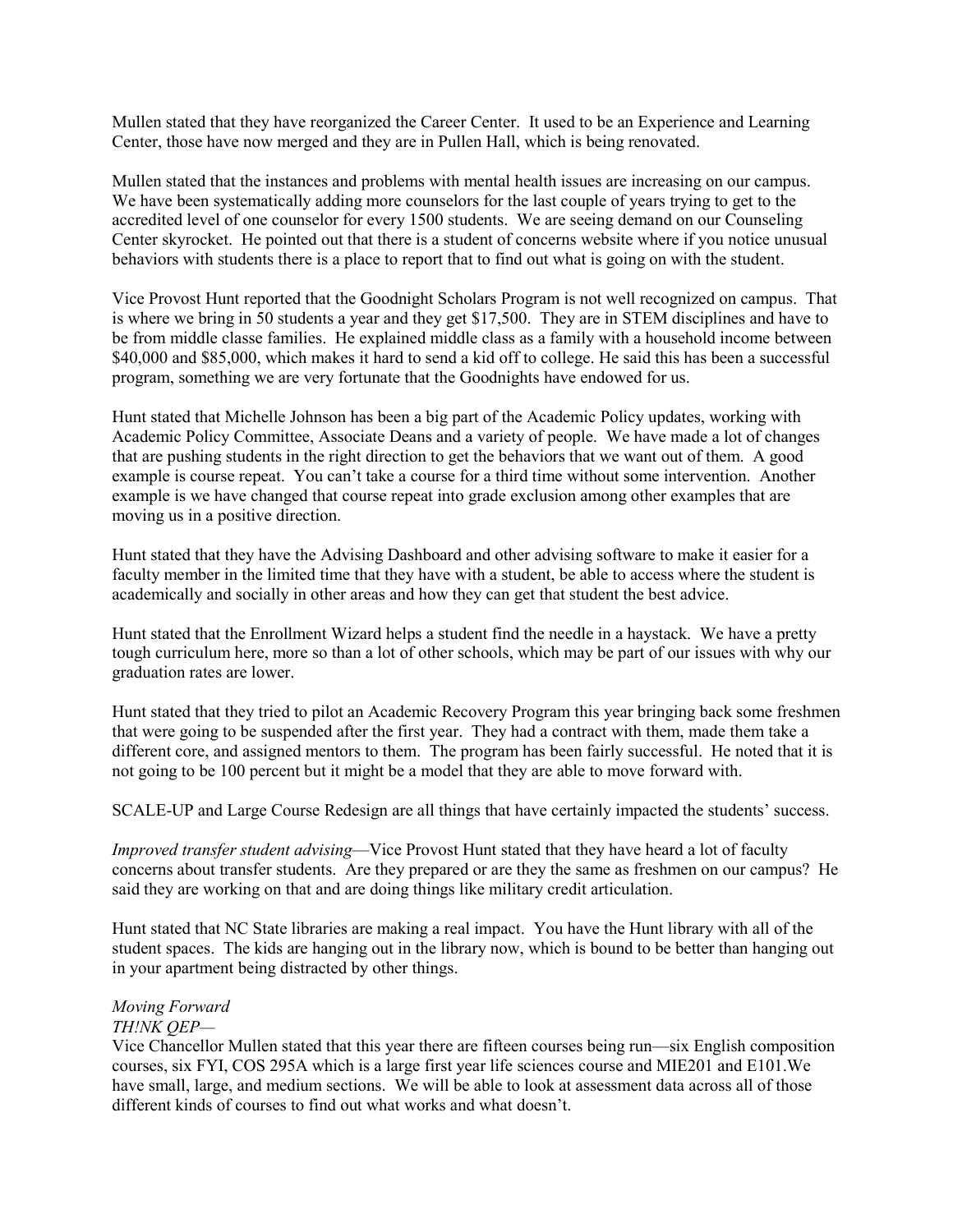Mullen stated that they have reorganized the Career Center. It used to be an Experience and Learning Center, those have now merged and they are in Pullen Hall, which is being renovated.

Mullen stated that the instances and problems with mental health issues are increasing on our campus. We have been systematically adding more counselors for the last couple of years trying to get to the accredited level of one counselor for every 1500 students. We are seeing demand on our Counseling Center skyrocket. He pointed out that there is a student of concerns website where if you notice unusual behaviors with students there is a place to report that to find out what is going on with the student.

Vice Provost Hunt reported that the Goodnight Scholars Program is not well recognized on campus. That is where we bring in 50 students a year and they get $17,500. They are in STEM disciplines and have to be from middle classe families. He explained middle class as a family with a household income between $40,000 and $85,000, which makes it hard to send a kid off to college. He said this has been a successful program, something we are very fortunate that the Goodnights have endowed for us.

Hunt stated that Michelle Johnson has been a big part of the Academic Policy updates, working with Academic Policy Committee, Associate Deans and a variety of people. We have made a lot of changes that are pushing students in the right direction to get the behaviors that we want out of them. A good example is course repeat. You can't take a course for a third time without some intervention. Another example is we have changed that course repeat into grade exclusion among other examples that are moving us in a positive direction.

Hunt stated that they have the Advising Dashboard and other advising software to make it easier for a faculty member in the limited time that they have with a student, be able to access where the student is academically and socially in other areas and how they can get that student the best advice.

Hunt stated that the Enrollment Wizard helps a student find the needle in a haystack. We have a pretty tough curriculum here, more so than a lot of other schools, which may be part of our issues with why our graduation rates are lower.

Hunt stated that they tried to pilot an Academic Recovery Program this year bringing back some freshmen that were going to be suspended after the first year. They had a contract with them, made them take a different core, and assigned mentors to them. The program has been fairly successful. He noted that it is not going to be 100 percent but it might be a model that they are able to move forward with.

SCALE-UP and Large Course Redesign are all things that have certainly impacted the students' success.

*Improved transfer student advising*—Vice Provost Hunt stated that they have heard a lot of faculty concerns about transfer students. Are they prepared or are they the same as freshmen on our campus? He said they are working on that and are doing things like military credit articulation.

Hunt stated that NC State libraries are making a real impact. You have the Hunt library with all of the student spaces. The kids are hanging out in the library now, which is bound to be better than hanging out in your apartment being distracted by other things.

*Moving Forward*

*TH!NK QEP—*

Vice Chancellor Mullen stated that this year there are fifteen courses being run—six English composition courses, six FYI, COS 295A which is a large first year life sciences course and MIE201 and E101.We have small, large, and medium sections. We will be able to look at assessment data across all of those different kinds of courses to find out what works and what doesn't.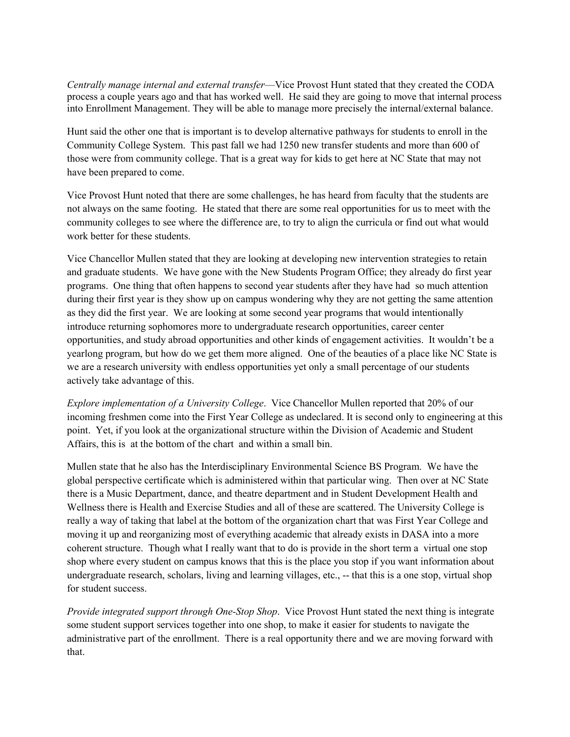*Centrally manage internal and external transfer*—Vice Provost Hunt stated that they created the CODA process a couple years ago and that has worked well. He said they are going to move that internal process into Enrollment Management. They will be able to manage more precisely the internal/external balance.

Hunt said the other one that is important is to develop alternative pathways for students to enroll in the Community College System. This past fall we had 1250 new transfer students and more than 600 of those were from community college. That is a great way for kids to get here at NC State that may not have been prepared to come.

Vice Provost Hunt noted that there are some challenges, he has heard from faculty that the students are not always on the same footing. He stated that there are some real opportunities for us to meet with the community colleges to see where the difference are, to try to align the curricula or find out what would work better for these students.

Vice Chancellor Mullen stated that they are looking at developing new intervention strategies to retain and graduate students. We have gone with the New Students Program Office; they already do first year programs. One thing that often happens to second year students after they have had so much attention during their first year is they show up on campus wondering why they are not getting the same attention as they did the first year. We are looking at some second year programs that would intentionally introduce returning sophomores more to undergraduate research opportunities, career center opportunities, and study abroad opportunities and other kinds of engagement activities. It wouldn't be a yearlong program, but how do we get them more aligned. One of the beauties of a place like NC State is we are a research university with endless opportunities yet only a small percentage of our students actively take advantage of this.

*Explore implementation of a University College*. Vice Chancellor Mullen reported that 20% of our incoming freshmen come into the First Year College as undeclared. It is second only to engineering at this point. Yet, if you look at the organizational structure within the Division of Academic and Student Affairs, this is at the bottom of the chart and within a small bin.

Mullen state that he also has the Interdisciplinary Environmental Science BS Program. We have the global perspective certificate which is administered within that particular wing. Then over at NC State there is a Music Department, dance, and theatre department and in Student Development Health and Wellness there is Health and Exercise Studies and all of these are scattered. The University College is really a way of taking that label at the bottom of the organization chart that was First Year College and moving it up and reorganizing most of everything academic that already exists in DASA into a more coherent structure. Though what I really want that to do is provide in the short term a virtual one stop shop where every student on campus knows that this is the place you stop if you want information about undergraduate research, scholars, living and learning villages, etc., -- that this is a one stop, virtual shop for student success.

*Provide integrated support through One-Stop Shop*. Vice Provost Hunt stated the next thing is integrate some student support services together into one shop, to make it easier for students to navigate the administrative part of the enrollment. There is a real opportunity there and we are moving forward with that.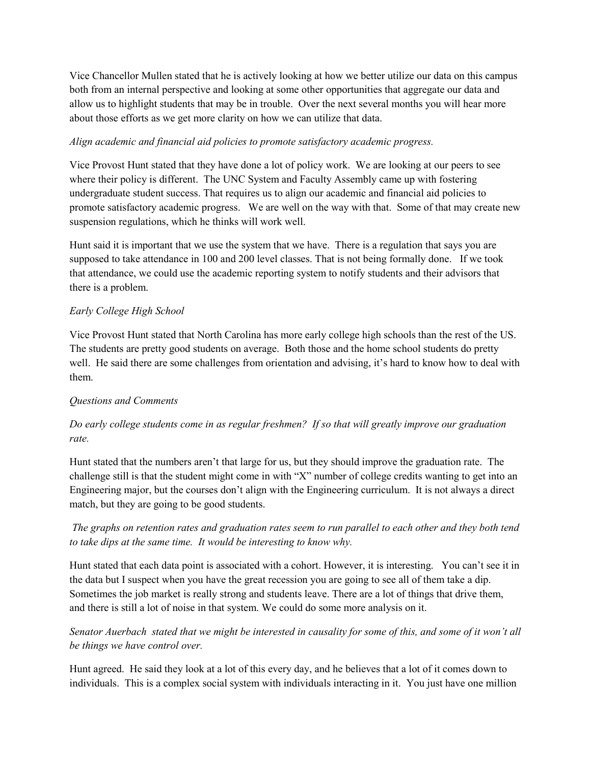Vice Chancellor Mullen stated that he is actively looking at how we better utilize our data on this campus both from an internal perspective and looking at some other opportunities that aggregate our data and allow us to highlight students that may be in trouble. Over the next several months you will hear more about those efforts as we get more clarity on how we can utilize that data.

*Align academic and financial aid policies to promote satisfactory academic progress.*

Vice Provost Hunt stated that they have done a lot of policy work. We are looking at our peers to see where their policy is different. The UNC System and Faculty Assembly came up with fostering undergraduate student success. That requires us to align our academic and financial aid policies to promote satisfactory academic progress. We are well on the way with that. Some of that may create new suspension regulations, which he thinks will work well.

Hunt said it is important that we use the system that we have. There is a regulation that says you are supposed to take attendance in 100 and 200 level classes. That is not being formally done. If we took that attendance, we could use the academic reporting system to notify students and their advisors that there is a problem.

*Early College High School*

Vice Provost Hunt stated that North Carolina has more early college high schools than the rest of the US. The students are pretty good students on average. Both those and the home school students do pretty well. He said there are some challenges from orientation and advising, it's hard to know how to deal with them.

*Questions and Comments*

*Do early college students come in as regular freshmen? If so that will greatly improve our graduation rate.*

Hunt stated that the numbers aren't that large for us, but they should improve the graduation rate. The challenge still is that the student might come in with "X" number of college credits wanting to get into an Engineering major, but the courses don't align with the Engineering curriculum. It is not always a direct match, but they are going to be good students.

*The graphs on retention rates and graduation rates seem to run parallel to each other and they both tend to take dips at the same time. It would be interesting to know why.*

Hunt stated that each data point is associated with a cohort. However, it is interesting. You can't see it in the data but I suspect when you have the great recession you are going to see all of them take a dip. Sometimes the job market is really strong and students leave. There are a lot of things that drive them, and there is still a lot of noise in that system. We could do some more analysis on it.

*Senator Auerbach stated that we might be interested in causality for some of this, and some of it won't all be things we have control over.*

Hunt agreed. He said they look at a lot of this every day, and he believes that a lot of it comes down to individuals. This is a complex social system with individuals interacting in it. You just have one million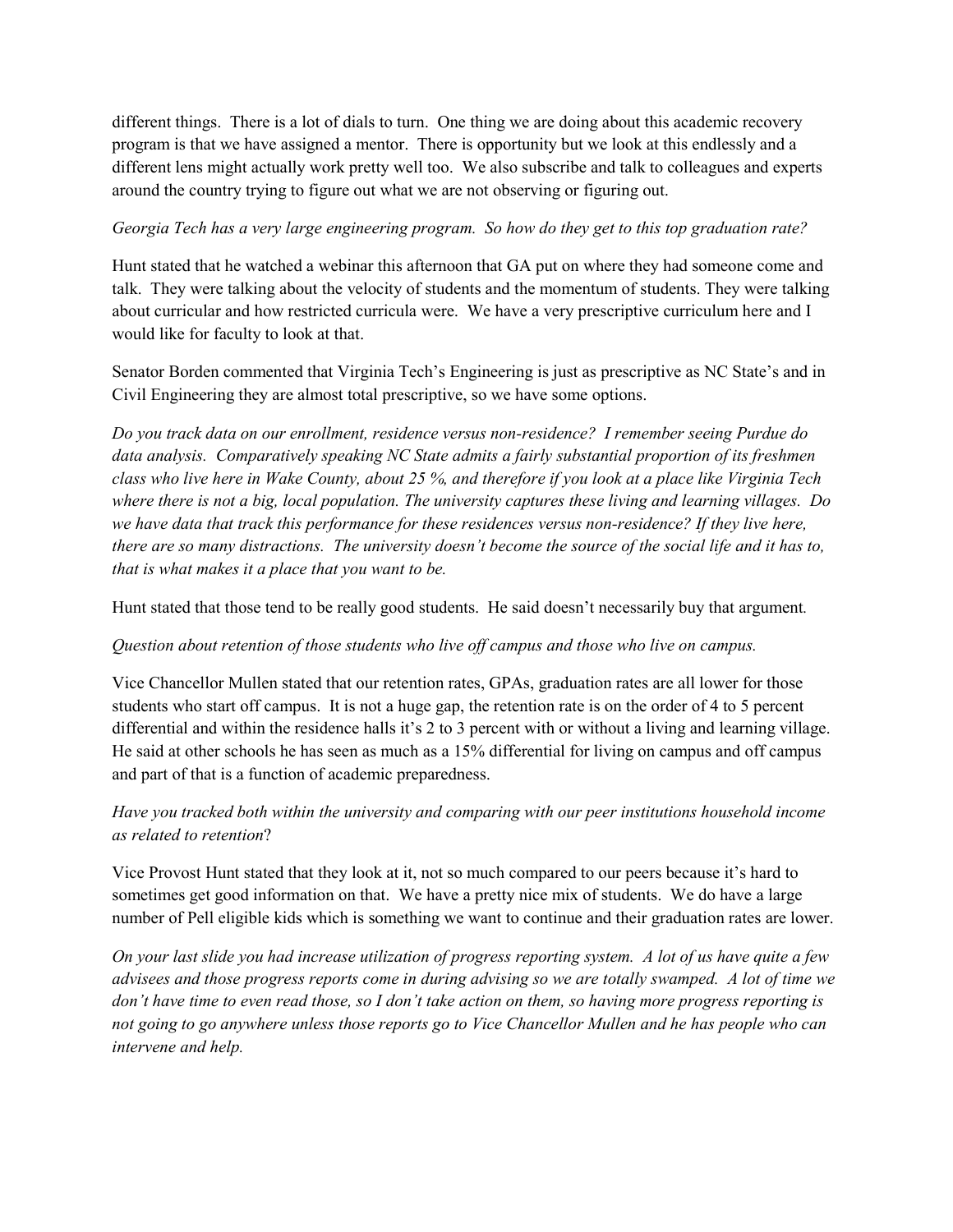different things. There is a lot of dials to turn. One thing we are doing about this academic recovery program is that we have assigned a mentor. There is opportunity but we look at this endlessly and a different lens might actually work pretty well too. We also subscribe and talk to colleagues and experts around the country trying to figure out what we are not observing or figuring out.

*Georgia Tech has a very large engineering program. So how do they get to this top graduation rate?*

Hunt stated that he watched a webinar this afternoon that GA put on where they had someone come and talk. They were talking about the velocity of students and the momentum of students. They were talking about curricular and how restricted curricula were. We have a very prescriptive curriculum here and I would like for faculty to look at that.

Senator Borden commented that Virginia Tech's Engineering is just as prescriptive as NC State's and in Civil Engineering they are almost total prescriptive, so we have some options.

*Do you track data on our enrollment, residence versus non-residence? I remember seeing Purdue do data analysis. Comparatively speaking NC State admits a fairly substantial proportion of its freshmen class who live here in Wake County, about 25 %, and therefore if you look at a place like Virginia Tech where there is not a big, local population. The university captures these living and learning villages. Do we have data that track this performance for these residences versus non-residence? If they live here, there are so many distractions. The university doesn't become the source of the social life and it has to, that is what makes it a place that you want to be.*

Hunt stated that those tend to be really good students. He said doesn't necessarily buy that argument.

*Question about retention of those students who live off campus and those who live on campus.*

Vice Chancellor Mullen stated that our retention rates, GPAs, graduation rates are all lower for those students who start off campus. It is not a huge gap, the retention rate is on the order of 4 to 5 percent differential and within the residence halls it's 2 to 3 percent with or without a living and learning village. He said at other schools he has seen as much as a 15% differential for living on campus and off campus and part of that is a function of academic preparedness.

*Have you tracked both within the university and comparing with our peer institutions household income as related to retention*?

Vice Provost Hunt stated that they look at it, not so much compared to our peers because it's hard to sometimes get good information on that. We have a pretty nice mix of students. We do have a large number of Pell eligible kids which is something we want to continue and their graduation rates are lower.

*On your last slide you had increase utilization of progress reporting system. A lot of us have quite a few advisees and those progress reports come in during advising so we are totally swamped. A lot of time we don't have time to even read those, so I don't take action on them, so having more progress reporting is not going to go anywhere unless those reports go to Vice Chancellor Mullen and he has people who can intervene and help.*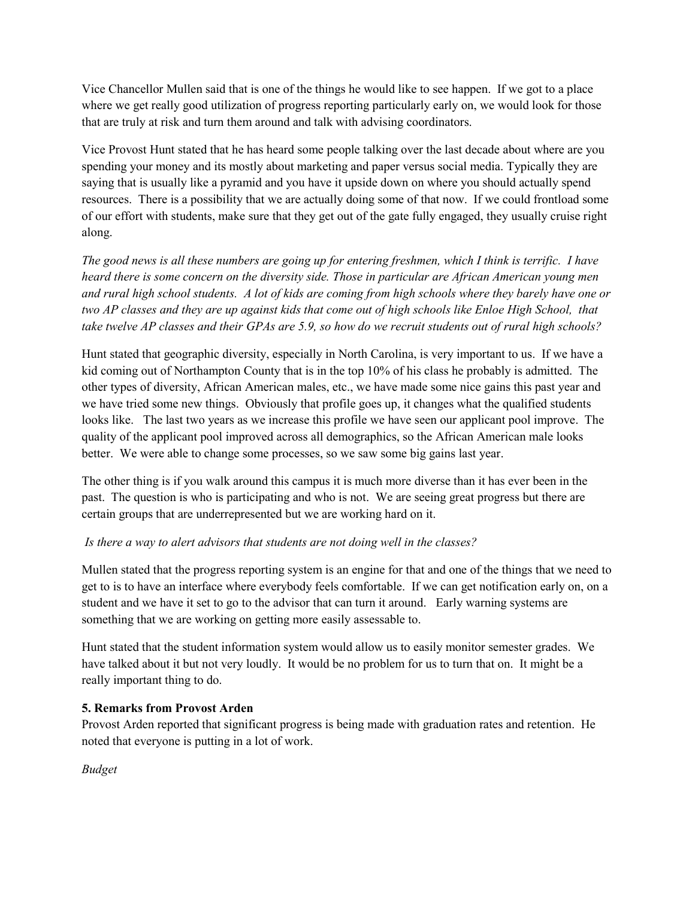Vice Chancellor Mullen said that is one of the things he would like to see happen. If we got to a place where we get really good utilization of progress reporting particularly early on, we would look for those that are truly at risk and turn them around and talk with advising coordinators.

Vice Provost Hunt stated that he has heard some people talking over the last decade about where are you spending your money and its mostly about marketing and paper versus social media. Typically they are saying that is usually like a pyramid and you have it upside down on where you should actually spend resources. There is a possibility that we are actually doing some of that now. If we could frontload some of our effort with students, make sure that they get out of the gate fully engaged, they usually cruise right along.

*The good news is all these numbers are going up for entering freshmen, which I think is terrific. I have heard there is some concern on the diversity side. Those in particular are African American young men and rural high school students. A lot of kids are coming from high schools where they barely have one or two AP classes and they are up against kids that come out of high schools like Enloe High School, that take twelve AP classes and their GPAs are 5.9, so how do we recruit students out of rural high schools?*

Hunt stated that geographic diversity, especially in North Carolina, is very important to us. If we have a kid coming out of Northampton County that is in the top 10% of his class he probably is admitted. The other types of diversity, African American males, etc., we have made some nice gains this past year and we have tried some new things. Obviously that profile goes up, it changes what the qualified students looks like. The last two years as we increase this profile we have seen our applicant pool improve. The quality of the applicant pool improved across all demographics, so the African American male looks better. We were able to change some processes, so we saw some big gains last year.

The other thing is if you walk around this campus it is much more diverse than it has ever been in the past. The question is who is participating and who is not. We are seeing great progress but there are certain groups that are underrepresented but we are working hard on it.

*Is there a way to alert advisors that students are not doing well in the classes?*

Mullen stated that the progress reporting system is an engine for that and one of the things that we need to get to is to have an interface where everybody feels comfortable. If we can get notification early on, on a student and we have it set to go to the advisor that can turn it around. Early warning systems are something that we are working on getting more easily assessable to.

Hunt stated that the student information system would allow us to easily monitor semester grades. We have talked about it but not very loudly. It would be no problem for us to turn that on. It might be a really important thing to do.

**5. Remarks from Provost Arden**

Provost Arden reported that significant progress is being made with graduation rates and retention. He noted that everyone is putting in a lot of work.

*Budget*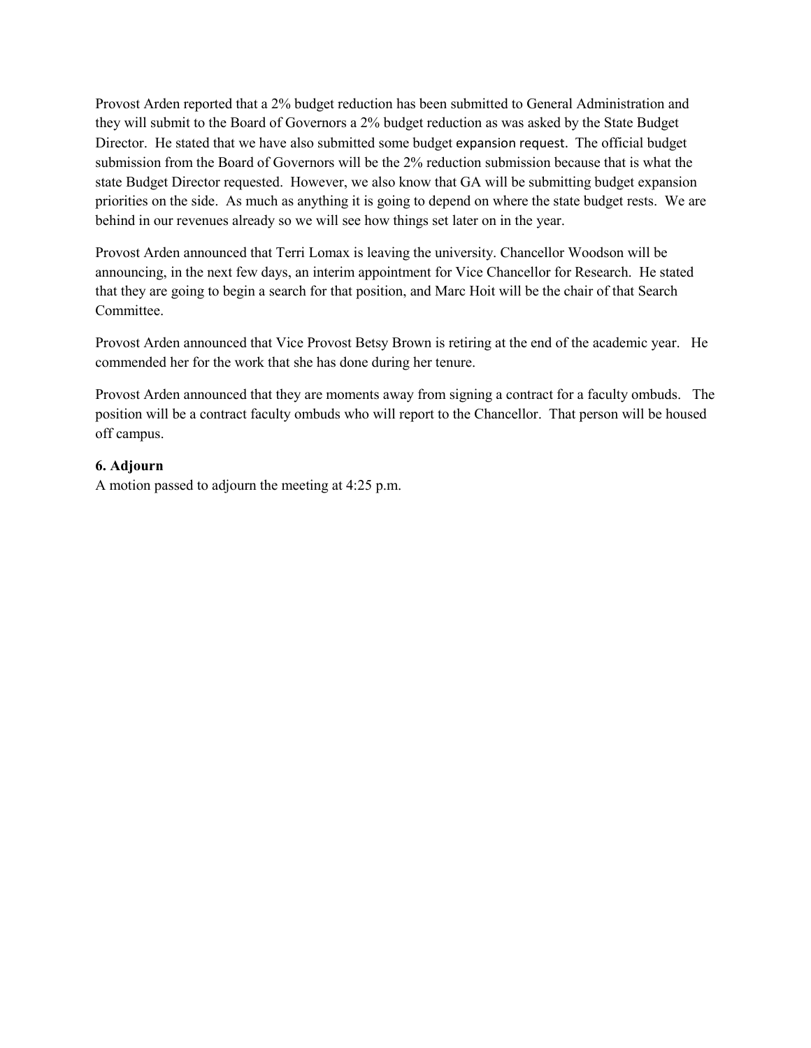Provost Arden reported that a 2% budget reduction has been submitted to General Administration and they will submit to the Board of Governors a 2% budget reduction as was asked by the State Budget Director. He stated that we have also submitted some budget expansion request. The official budget submission from the Board of Governors will be the 2% reduction submission because that is what the state Budget Director requested. However, we also know that GA will be submitting budget expansion priorities on the side. As much as anything it is going to depend on where the state budget rests. We are behind in our revenues already so we will see how things set later on in the year.

Provost Arden announced that Terri Lomax is leaving the university. Chancellor Woodson will be announcing, in the next few days, an interim appointment for Vice Chancellor for Research. He stated that they are going to begin a search for that position, and Marc Hoit will be the chair of that Search Committee.

Provost Arden announced that Vice Provost Betsy Brown is retiring at the end of the academic year. He commended her for the work that she has done during her tenure.

Provost Arden announced that they are moments away from signing a contract for a faculty ombuds. The position will be a contract faculty ombuds who will report to the Chancellor. That person will be housed off campus.

**6. Adjourn**
A motion passed to adjourn the meeting at 4:25 p.m.